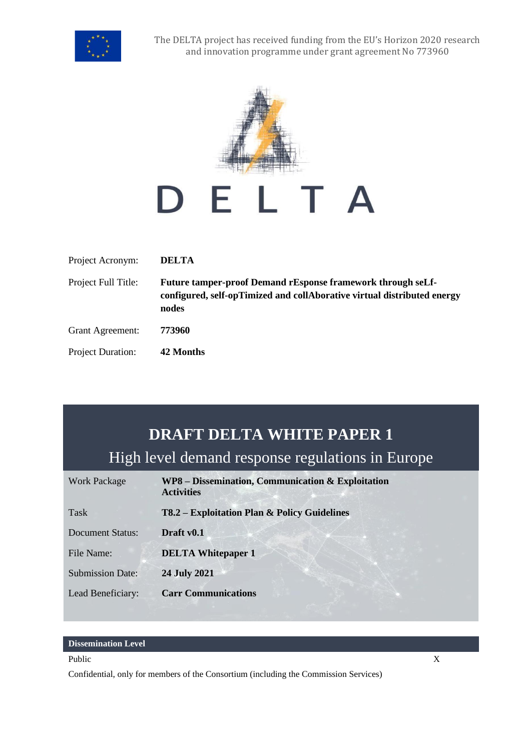The DELTA project has received funding from the EU's Horizon 2020 research and innovation programme under grant agreement No 773960

DELTA

| | |
|---|---|
| Project Acronym: | **DELTA** |
| Project Full Title: | **Future tamper-proof Demand rEsponse framework through seLf-configured, self-opTimized and collAborative virtual distributed energy nodes** |
| Grant Agreement: | **773960** |
| Project Duration: | **42 Months** |

# DRAFT DELTA WHITE PAPER 1

## High level demand response regulations in Europe

| | |
|---|---|
| Work Package | **WP8 – Dissemination, Communication & Exploitation Activities** |
| Task | **T8.2 – Exploitation Plan & Policy Guidelines** |
| Document Status: | **Draft v0.1** |
| File Name: | **DELTA Whitepaper 1** |
| Submission Date: | **24 July 2021** |
| Lead Beneficiary: | **Carr Communications** |

| **Dissemination Level** | |
|---|---|
| Public | X |
| Confidential, only for members of the Consortium (including the Commission Services) | |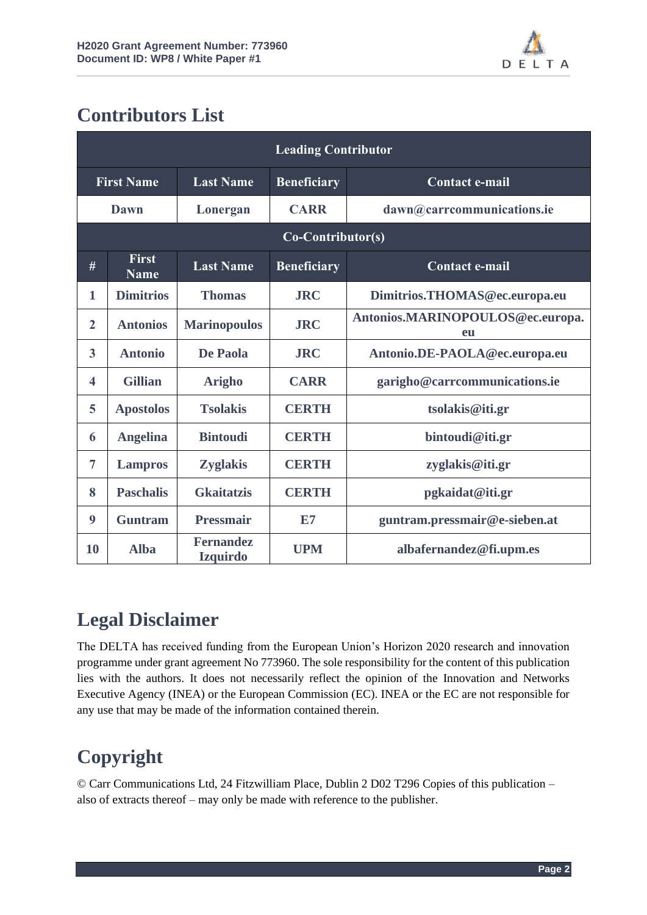# Contributors List

| Leading Contributor | | | | |
|---|---|---|---|---|
| **First Name** | | **Last Name** | **Beneficiary** | **Contact e-mail** |
| **Dawn** | | **Lonergan** | **CARR** | **dawn@carrcommunications.ie** |
| **Co-Contributor(s)** | | | | |
| **#** | **First Name** | **Last Name** | **Beneficiary** | **Contact e-mail** |
| **1** | **Dimitrios** | **Thomas** | **JRC** | **Dimitrios.THOMAS@ec.europa.eu** |
| **2** | **Antonios** | **Marinopoulos** | **JRC** | **Antonios.MARINOPOULOS@ec.europa.eu** |
| **3** | **Antonio** | **De Paola** | **JRC** | **Antonio.DE-PAOLA@ec.europa.eu** |
| **4** | **Gillian** | **Arigho** | **CARR** | **garigho@carrcommunications.ie** |
| **5** | **Apostolos** | **Tsolakis** | **CERTH** | **tsolakis@iti.gr** |
| **6** | **Angelina** | **Bintoudi** | **CERTH** | **bintoudi@iti.gr** |
| **7** | **Lampros** | **Zyglakis** | **CERTH** | **zyglakis@iti.gr** |
| **8** | **Paschalis** | **Gkaitatzis** | **CERTH** | **pgkaidat@iti.gr** |
| **9** | **Guntram** | **Pressmair** | **E7** | **guntram.pressmair@e-sieben.at** |
| **10** | **Alba** | **Fernandez Izquirdo** | **UPM** | **albafernandez@fi.upm.es** |

# Legal Disclaimer

The DELTA has received funding from the European Union's Horizon 2020 research and innovation programme under grant agreement No 773960. The sole responsibility for the content of this publication lies with the authors. It does not necessarily reflect the opinion of the Innovation and Networks Executive Agency (INEA) or the European Commission (EC). INEA or the EC are not responsible for any use that may be made of the information contained therein.

# Copyright

© Carr Communications Ltd, 24 Fitzwilliam Place, Dublin 2 D02 T296 Copies of this publication – also of extracts thereof – may only be made with reference to the publisher.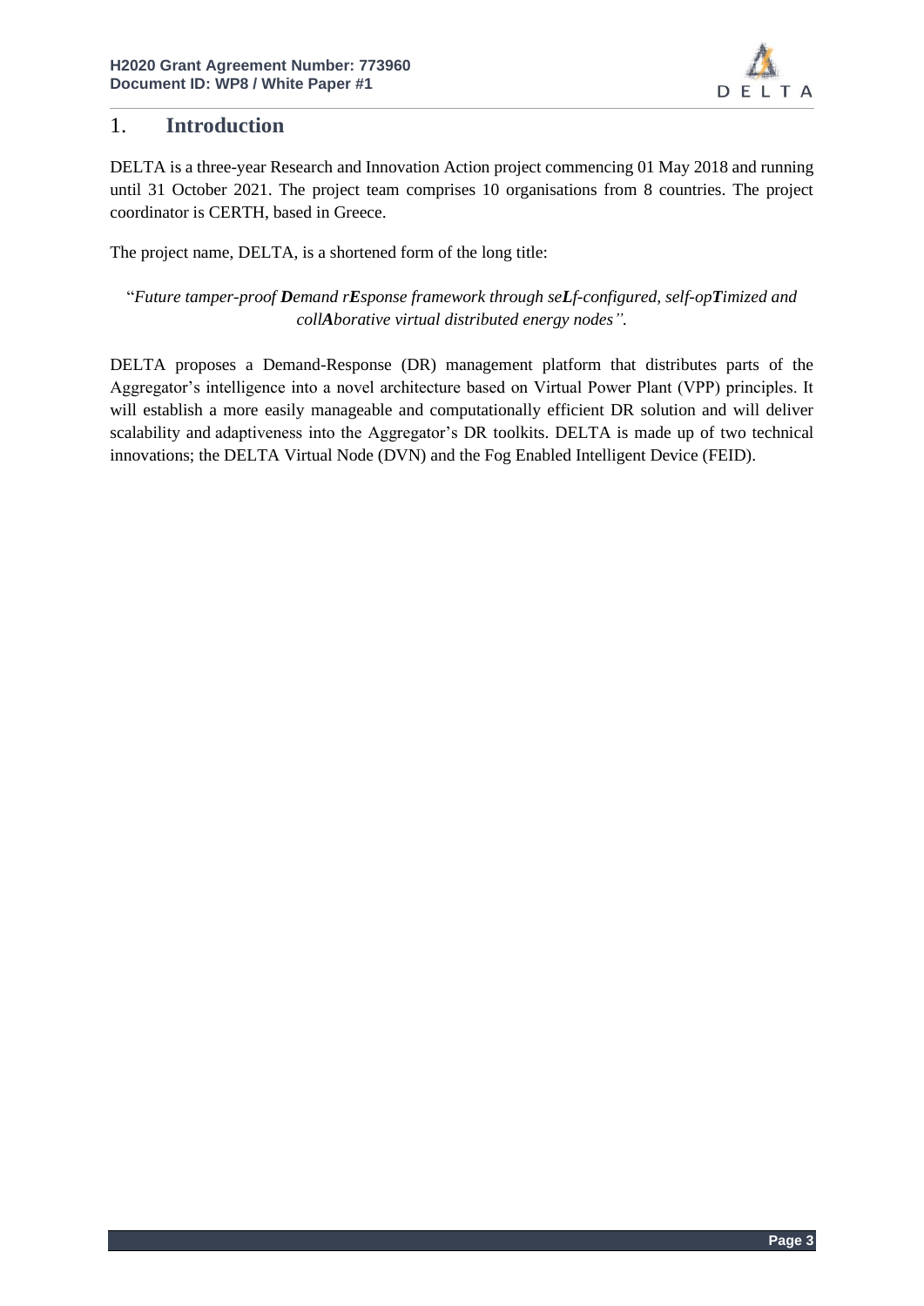# 1. Introduction

DELTA is a three-year Research and Innovation Action project commencing 01 May 2018 and running until 31 October 2021. The project team comprises 10 organisations from 8 countries. The project coordinator is CERTH, based in Greece.

The project name, DELTA, is a shortened form of the long title:

"*Future tamper-proof **D**emand r**E**sponse framework through se**L**f-configured, self-op**T**imized and coll**A**borative virtual distributed energy nodes".*

DELTA proposes a Demand-Response (DR) management platform that distributes parts of the Aggregator's intelligence into a novel architecture based on Virtual Power Plant (VPP) principles. It will establish a more easily manageable and computationally efficient DR solution and will deliver scalability and adaptiveness into the Aggregator's DR toolkits. DELTA is made up of two technical innovations; the DELTA Virtual Node (DVN) and the Fog Enabled Intelligent Device (FEID).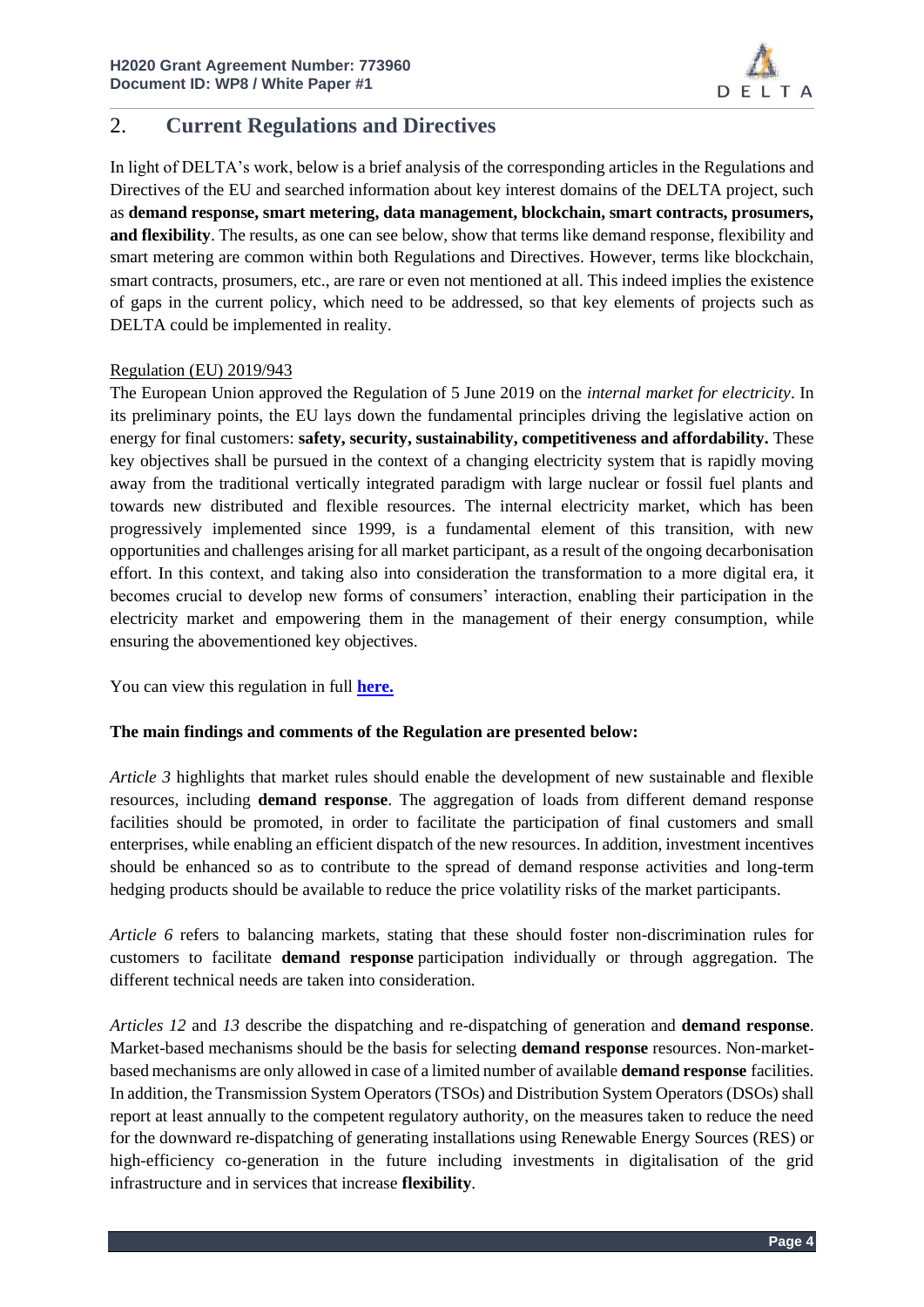## 2. Current Regulations and Directives

In light of DELTA's work, below is a brief analysis of the corresponding articles in the Regulations and Directives of the EU and searched information about key interest domains of the DELTA project, such as **demand response, smart metering, data management, blockchain, smart contracts, prosumers, and flexibility**. The results, as one can see below, show that terms like demand response, flexibility and smart metering are common within both Regulations and Directives. However, terms like blockchain, smart contracts, prosumers, etc., are rare or even not mentioned at all. This indeed implies the existence of gaps in the current policy, which need to be addressed, so that key elements of projects such as DELTA could be implemented in reality.

Regulation (EU) 2019/943

The European Union approved the Regulation of 5 June 2019 on the *internal market for electricity*. In its preliminary points, the EU lays down the fundamental principles driving the legislative action on energy for final customers: **safety, security, sustainability, competitiveness and affordability.** These key objectives shall be pursued in the context of a changing electricity system that is rapidly moving away from the traditional vertically integrated paradigm with large nuclear or fossil fuel plants and towards new distributed and flexible resources. The internal electricity market, which has been progressively implemented since 1999, is a fundamental element of this transition, with new opportunities and challenges arising for all market participant, as a result of the ongoing decarbonisation effort. In this context, and taking also into consideration the transformation to a more digital era, it becomes crucial to develop new forms of consumers' interaction, enabling their participation in the electricity market and empowering them in the management of their energy consumption, while ensuring the abovementioned key objectives.

You can view this regulation in full **here.**

**The main findings and comments of the Regulation are presented below:**

*Article 3* highlights that market rules should enable the development of new sustainable and flexible resources, including **demand response**. The aggregation of loads from different demand response facilities should be promoted, in order to facilitate the participation of final customers and small enterprises, while enabling an efficient dispatch of the new resources. In addition, investment incentives should be enhanced so as to contribute to the spread of demand response activities and long-term hedging products should be available to reduce the price volatility risks of the market participants.

*Article 6* refers to balancing markets, stating that these should foster non-discrimination rules for customers to facilitate **demand response** participation individually or through aggregation. The different technical needs are taken into consideration.

*Articles 12* and *13* describe the dispatching and re-dispatching of generation and **demand response**. Market-based mechanisms should be the basis for selecting **demand response** resources. Non-market-based mechanisms are only allowed in case of a limited number of available **demand response** facilities. In addition, the Transmission System Operators (TSOs) and Distribution System Operators (DSOs) shall report at least annually to the competent regulatory authority, on the measures taken to reduce the need for the downward re-dispatching of generating installations using Renewable Energy Sources (RES) or high-efficiency co-generation in the future including investments in digitalisation of the grid infrastructure and in services that increase **flexibility**.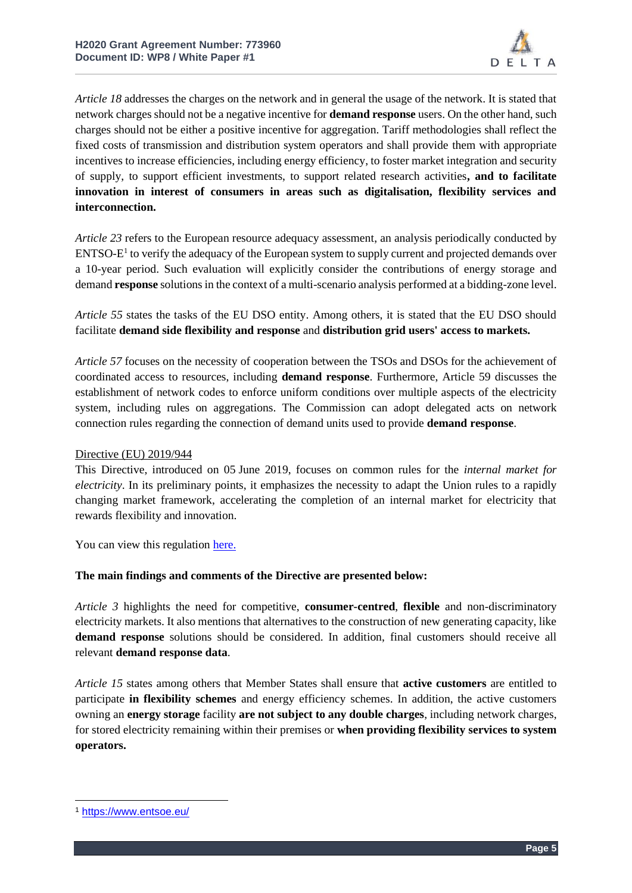*Article 18* addresses the charges on the network and in general the usage of the network. It is stated that network charges should not be a negative incentive for **demand response** users. On the other hand, such charges should not be either a positive incentive for aggregation. Tariff methodologies shall reflect the fixed costs of transmission and distribution system operators and shall provide them with appropriate incentives to increase efficiencies, including energy efficiency, to foster market integration and security of supply, to support efficient investments, to support related research activities**, and to facilitate innovation in interest of consumers in areas such as digitalisation, flexibility services and interconnection.**

*Article 23* refers to the European resource adequacy assessment, an analysis periodically conducted by ENTSO-E[1] to verify the adequacy of the European system to supply current and projected demands over a 10-year period. Such evaluation will explicitly consider the contributions of energy storage and demand **response** solutions in the context of a multi-scenario analysis performed at a bidding-zone level.

*Article 55* states the tasks of the EU DSO entity. Among others, it is stated that the EU DSO should facilitate **demand side flexibility and response** and **distribution grid users' access to markets.**

*Article 57* focuses on the necessity of cooperation between the TSOs and DSOs for the achievement of coordinated access to resources, including **demand response**. Furthermore, Article 59 discusses the establishment of network codes to enforce uniform conditions over multiple aspects of the electricity system, including rules on aggregations. The Commission can adopt delegated acts on network connection rules regarding the connection of demand units used to provide **demand response**.

Directive (EU) 2019/944

This Directive, introduced on 05 June 2019, focuses on common rules for the *internal market for electricity*. In its preliminary points, it emphasizes the necessity to adapt the Union rules to a rapidly changing market framework, accelerating the completion of an internal market for electricity that rewards flexibility and innovation.

You can view this regulation [here.]

**The main findings and comments of the Directive are presented below:**

*Article 3* highlights the need for competitive, **consumer-centred**, **flexible** and non-discriminatory electricity markets. It also mentions that alternatives to the construction of new generating capacity, like **demand response** solutions should be considered. In addition, final customers should receive all relevant **demand response data**.

*Article 15* states among others that Member States shall ensure that **active customers** are entitled to participate **in flexibility schemes** and energy efficiency schemes. In addition, the active customers owning an **energy storage** facility **are not subject to any double charges**, including network charges, for stored electricity remaining within their premises or **when providing flexibility services to system operators.**

[1] https://www.entsoe.eu/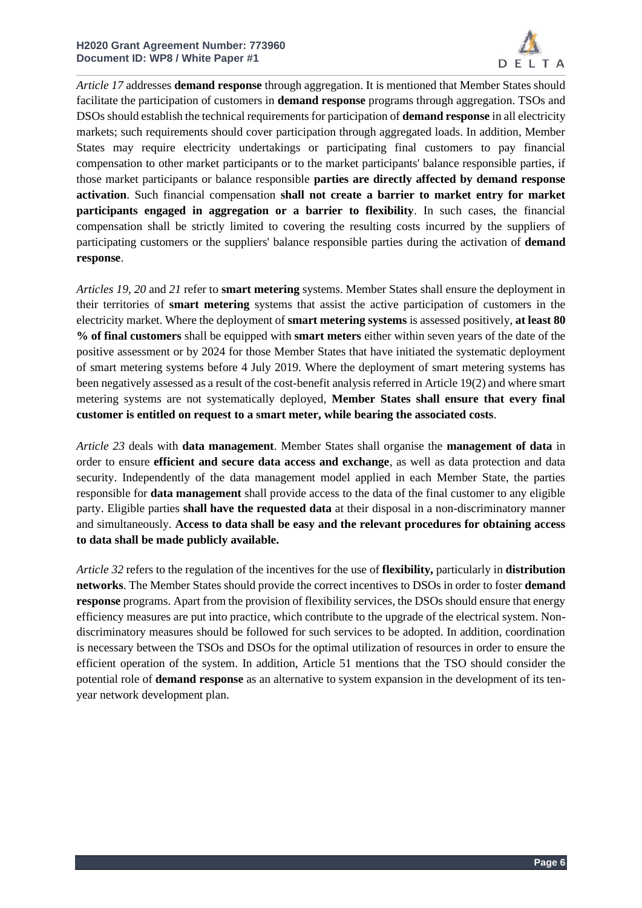*Article 17* addresses **demand response** through aggregation. It is mentioned that Member States should facilitate the participation of customers in **demand response** programs through aggregation. TSOs and DSOs should establish the technical requirements for participation of **demand response** in all electricity markets; such requirements should cover participation through aggregated loads. In addition, Member States may require electricity undertakings or participating final customers to pay financial compensation to other market participants or to the market participants' balance responsible parties, if those market participants or balance responsible **parties are directly affected by demand response activation**. Such financial compensation **shall not create a barrier to market entry for market participants engaged in aggregation or a barrier to flexibility**. In such cases, the financial compensation shall be strictly limited to covering the resulting costs incurred by the suppliers of participating customers or the suppliers' balance responsible parties during the activation of **demand response**.

*Articles 19, 20* and *21* refer to **smart metering** systems. Member States shall ensure the deployment in their territories of **smart metering** systems that assist the active participation of customers in the electricity market. Where the deployment of **smart metering systems** is assessed positively, **at least 80 % of final customers** shall be equipped with **smart meters** either within seven years of the date of the positive assessment or by 2024 for those Member States that have initiated the systematic deployment of smart metering systems before 4 July 2019. Where the deployment of smart metering systems has been negatively assessed as a result of the cost-benefit analysis referred in Article 19(2) and where smart metering systems are not systematically deployed, **Member States shall ensure that every final customer is entitled on request to a smart meter, while bearing the associated costs**.

*Article 23* deals with **data management**. Member States shall organise the **management of data** in order to ensure **efficient and secure data access and exchange**, as well as data protection and data security. Independently of the data management model applied in each Member State, the parties responsible for **data management** shall provide access to the data of the final customer to any eligible party. Eligible parties **shall have the requested data** at their disposal in a non-discriminatory manner and simultaneously. **Access to data shall be easy and the relevant procedures for obtaining access to data shall be made publicly available.**

*Article 32* refers to the regulation of the incentives for the use of **flexibility,** particularly in **distribution networks**. The Member States should provide the correct incentives to DSOs in order to foster **demand response** programs. Apart from the provision of flexibility services, the DSOs should ensure that energy efficiency measures are put into practice, which contribute to the upgrade of the electrical system. Non-discriminatory measures should be followed for such services to be adopted. In addition, coordination is necessary between the TSOs and DSOs for the optimal utilization of resources in order to ensure the efficient operation of the system. In addition, Article 51 mentions that the TSO should consider the potential role of **demand response** as an alternative to system expansion in the development of its ten-year network development plan.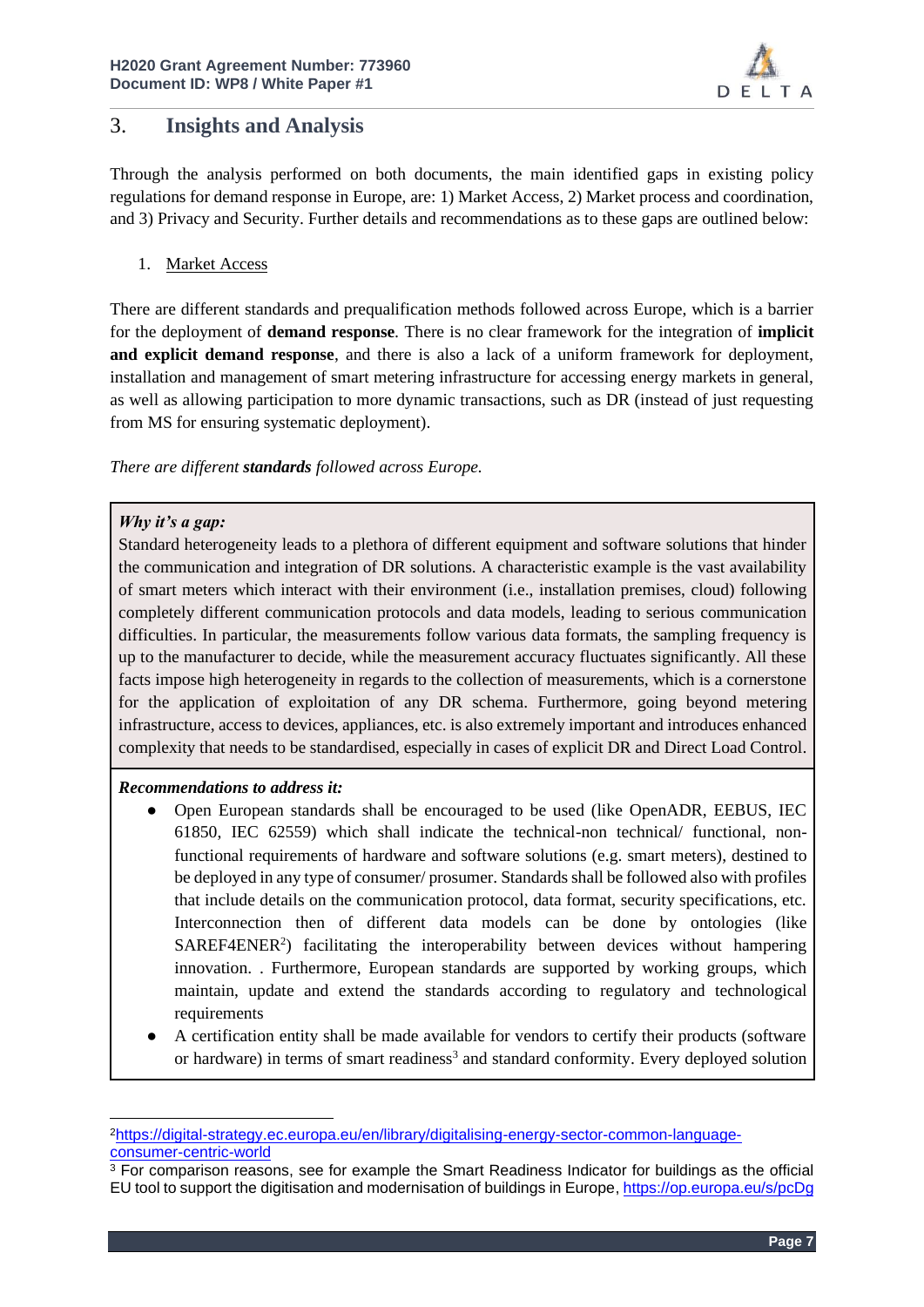## 3. Insights and Analysis

Through the analysis performed on both documents, the main identified gaps in existing policy regulations for demand response in Europe, are: 1) Market Access, 2) Market process and coordination, and 3) Privacy and Security. Further details and recommendations as to these gaps are outlined below:

1. Market Access

There are different standards and prequalification methods followed across Europe, which is a barrier for the deployment of **demand response**. There is no clear framework for the integration of **implicit and explicit demand response**, and there is also a lack of a uniform framework for deployment, installation and management of smart metering infrastructure for accessing energy markets in general, as well as allowing participation to more dynamic transactions, such as DR (instead of just requesting from MS for ensuring systematic deployment).

*There are different **standards** followed across Europe.*

***Why it's a gap:***

Standard heterogeneity leads to a plethora of different equipment and software solutions that hinder the communication and integration of DR solutions. A characteristic example is the vast availability of smart meters which interact with their environment (i.e., installation premises, cloud) following completely different communication protocols and data models, leading to serious communication difficulties. In particular, the measurements follow various data formats, the sampling frequency is up to the manufacturer to decide, while the measurement accuracy fluctuates significantly. All these facts impose high heterogeneity in regards to the collection of measurements, which is a cornerstone for the application of exploitation of any DR schema. Furthermore, going beyond metering infrastructure, access to devices, appliances, etc. is also extremely important and introduces enhanced complexity that needs to be standardised, especially in cases of explicit DR and Direct Load Control.

***Recommendations to address it:***

- Open European standards shall be encouraged to be used (like OpenADR, EEBUS, IEC 61850, IEC 62559) which shall indicate the technical-non technical/ functional, non-functional requirements of hardware and software solutions (e.g. smart meters), destined to be deployed in any type of consumer/ prosumer. Standards shall be followed also with profiles that include details on the communication protocol, data format, security specifications, etc. Interconnection then of different data models can be done by ontologies (like SAREF4ENER[2]) facilitating the interoperability between devices without hampering innovation. . Furthermore, European standards are supported by working groups, which maintain, update and extend the standards according to regulatory and technological requirements
- A certification entity shall be made available for vendors to certify their products (software or hardware) in terms of smart readiness[3] and standard conformity. Every deployed solution

[2] https://digital-strategy.ec.europa.eu/en/library/digitalising-energy-sector-common-language-consumer-centric-world

[3] For comparison reasons, see for example the Smart Readiness Indicator for buildings as the official EU tool to support the digitisation and modernisation of buildings in Europe, https://op.europa.eu/s/pcDg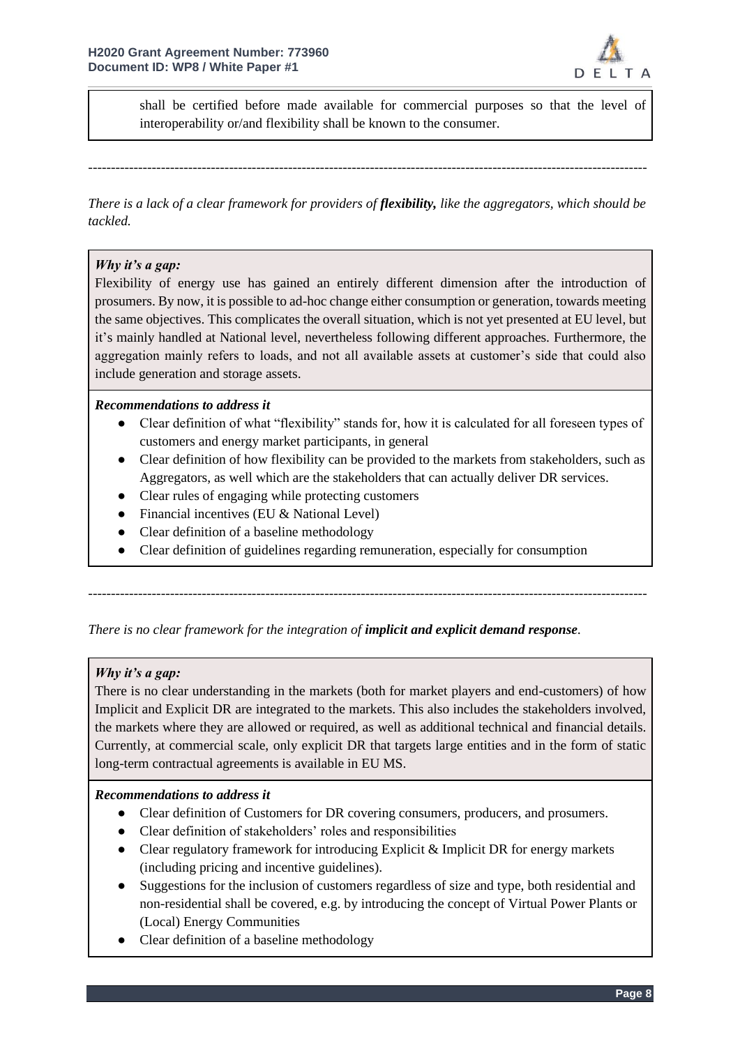shall be certified before made available for commercial purposes so that the level of interoperability or/and flexibility shall be known to the consumer.

---

*There is a lack of a clear framework for providers of* ***flexibility,*** *like the aggregators, which should be tackled.*

***Why it's a gap:***

Flexibility of energy use has gained an entirely different dimension after the introduction of prosumers. By now, it is possible to ad-hoc change either consumption or generation, towards meeting the same objectives. This complicates the overall situation, which is not yet presented at EU level, but it's mainly handled at National level, nevertheless following different approaches. Furthermore, the aggregation mainly refers to loads, and not all available assets at customer's side that could also include generation and storage assets.

***Recommendations to address it***

- Clear definition of what "flexibility" stands for, how it is calculated for all foreseen types of customers and energy market participants, in general
- Clear definition of how flexibility can be provided to the markets from stakeholders, such as Aggregators, as well which are the stakeholders that can actually deliver DR services.
- Clear rules of engaging while protecting customers
- Financial incentives (EU & National Level)
- Clear definition of a baseline methodology
- Clear definition of guidelines regarding remuneration, especially for consumption

---

*There is no clear framework for the integration of* ***implicit and explicit demand response****.*

***Why it's a gap:***

There is no clear understanding in the markets (both for market players and end-customers) of how Implicit and Explicit DR are integrated to the markets. This also includes the stakeholders involved, the markets where they are allowed or required, as well as additional technical and financial details. Currently, at commercial scale, only explicit DR that targets large entities and in the form of static long-term contractual agreements is available in EU MS.

***Recommendations to address it***

- Clear definition of Customers for DR covering consumers, producers, and prosumers.
- Clear definition of stakeholders' roles and responsibilities
- Clear regulatory framework for introducing Explicit & Implicit DR for energy markets (including pricing and incentive guidelines).
- Suggestions for the inclusion of customers regardless of size and type, both residential and non-residential shall be covered, e.g. by introducing the concept of Virtual Power Plants or (Local) Energy Communities
- Clear definition of a baseline methodology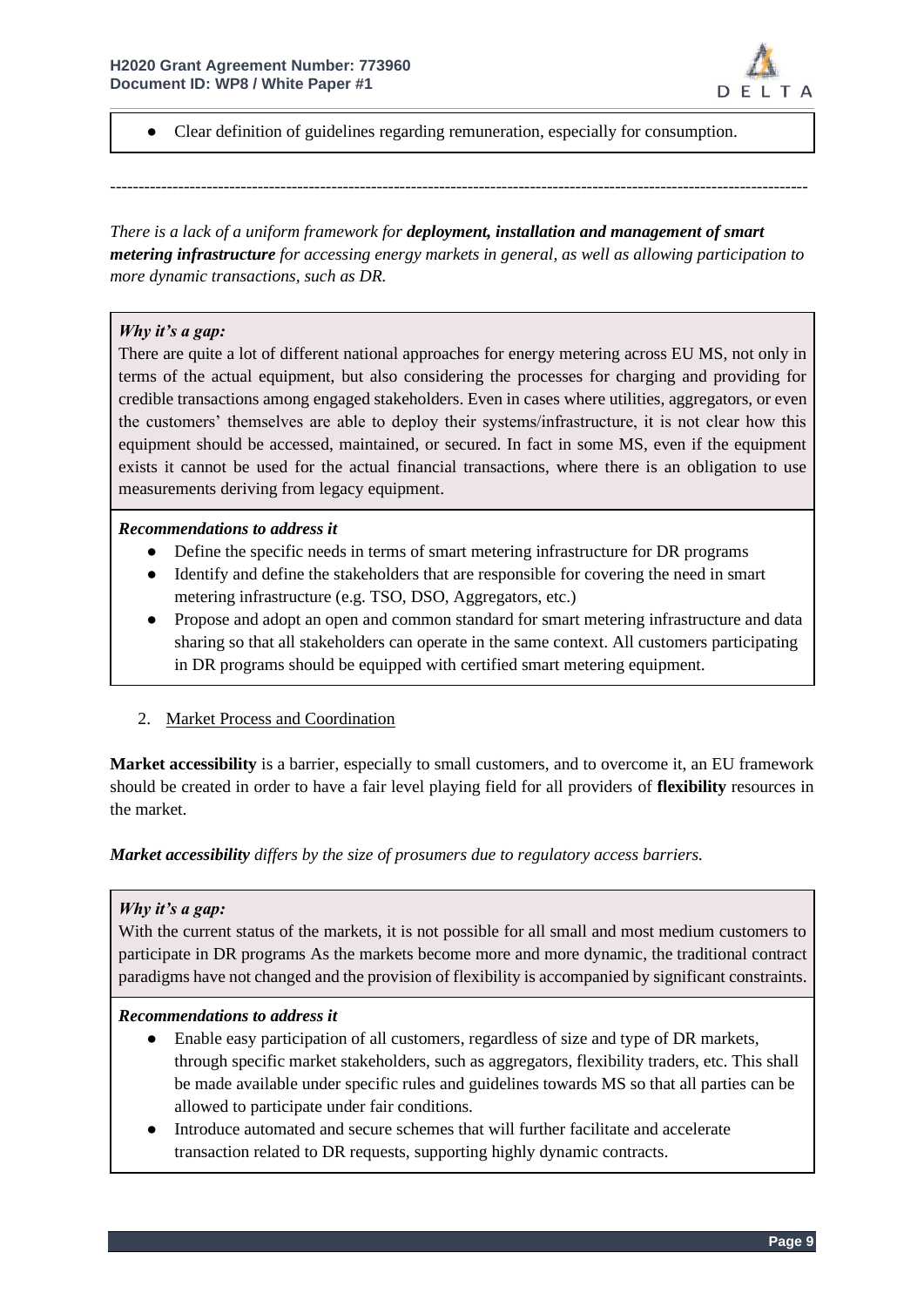- Clear definition of guidelines regarding remuneration, especially for consumption.

---

*There is a lack of a uniform framework for **deployment, installation and management of smart metering infrastructure** for accessing energy markets in general, as well as allowing participation to more dynamic transactions, such as DR.*

***Why it's a gap:***

There are quite a lot of different national approaches for energy metering across EU MS, not only in terms of the actual equipment, but also considering the processes for charging and providing for credible transactions among engaged stakeholders. Even in cases where utilities, aggregators, or even the customers' themselves are able to deploy their systems/infrastructure, it is not clear how this equipment should be accessed, maintained, or secured. In fact in some MS, even if the equipment exists it cannot be used for the actual financial transactions, where there is an obligation to use measurements deriving from legacy equipment.

***Recommendations to address it***

- Define the specific needs in terms of smart metering infrastructure for DR programs
- Identify and define the stakeholders that are responsible for covering the need in smart metering infrastructure (e.g. TSO, DSO, Aggregators, etc.)
- Propose and adopt an open and common standard for smart metering infrastructure and data sharing so that all stakeholders can operate in the same context. All customers participating in DR programs should be equipped with certified smart metering equipment.

2. Market Process and Coordination

**Market accessibility** is a barrier, especially to small customers, and to overcome it, an EU framework should be created in order to have a fair level playing field for all providers of **flexibility** resources in the market.

***Market accessibility** differs by the size of prosumers due to regulatory access barriers.*

***Why it's a gap:***

With the current status of the markets, it is not possible for all small and most medium customers to participate in DR programs As the markets become more and more dynamic, the traditional contract paradigms have not changed and the provision of flexibility is accompanied by significant constraints.

***Recommendations to address it***

- Enable easy participation of all customers, regardless of size and type of DR markets, through specific market stakeholders, such as aggregators, flexibility traders, etc. This shall be made available under specific rules and guidelines towards MS so that all parties can be allowed to participate under fair conditions.
- Introduce automated and secure schemes that will further facilitate and accelerate transaction related to DR requests, supporting highly dynamic contracts.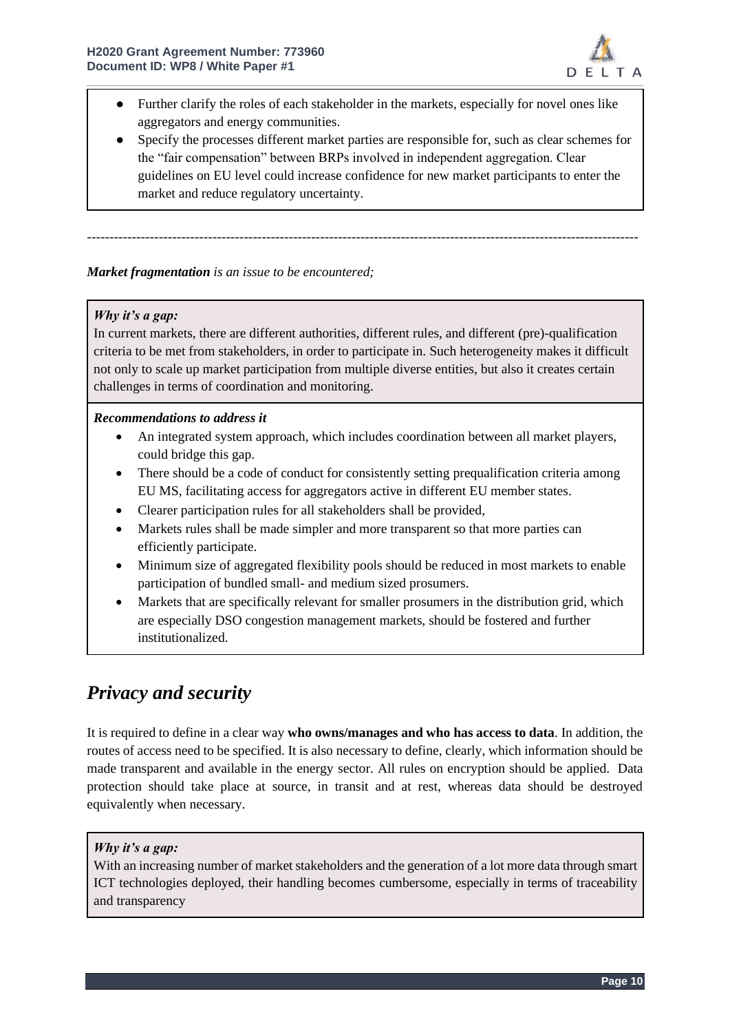- Further clarify the roles of each stakeholder in the markets, especially for novel ones like aggregators and energy communities.
- Specify the processes different market parties are responsible for, such as clear schemes for the "fair compensation" between BRPs involved in independent aggregation. Clear guidelines on EU level could increase confidence for new market participants to enter the market and reduce regulatory uncertainty.

---

***Market fragmentation*** *is an issue to be encountered;*

***Why it's a gap:***

In current markets, there are different authorities, different rules, and different (pre)-qualification criteria to be met from stakeholders, in order to participate in. Such heterogeneity makes it difficult not only to scale up market participation from multiple diverse entities, but also it creates certain challenges in terms of coordination and monitoring.

***Recommendations to address it***

- An integrated system approach, which includes coordination between all market players, could bridge this gap.
- There should be a code of conduct for consistently setting prequalification criteria among EU MS, facilitating access for aggregators active in different EU member states.
- Clearer participation rules for all stakeholders shall be provided,
- Markets rules shall be made simpler and more transparent so that more parties can efficiently participate.
- Minimum size of aggregated flexibility pools should be reduced in most markets to enable participation of bundled small- and medium sized prosumers.
- Markets that are specifically relevant for smaller prosumers in the distribution grid, which are especially DSO congestion management markets, should be fostered and further institutionalized.

## *Privacy and security*

It is required to define in a clear way **who owns/manages and who has access to data**. In addition, the routes of access need to be specified. It is also necessary to define, clearly, which information should be made transparent and available in the energy sector. All rules on encryption should be applied. Data protection should take place at source, in transit and at rest, whereas data should be destroyed equivalently when necessary.

***Why it's a gap:***

With an increasing number of market stakeholders and the generation of a lot more data through smart ICT technologies deployed, their handling becomes cumbersome, especially in terms of traceability and transparency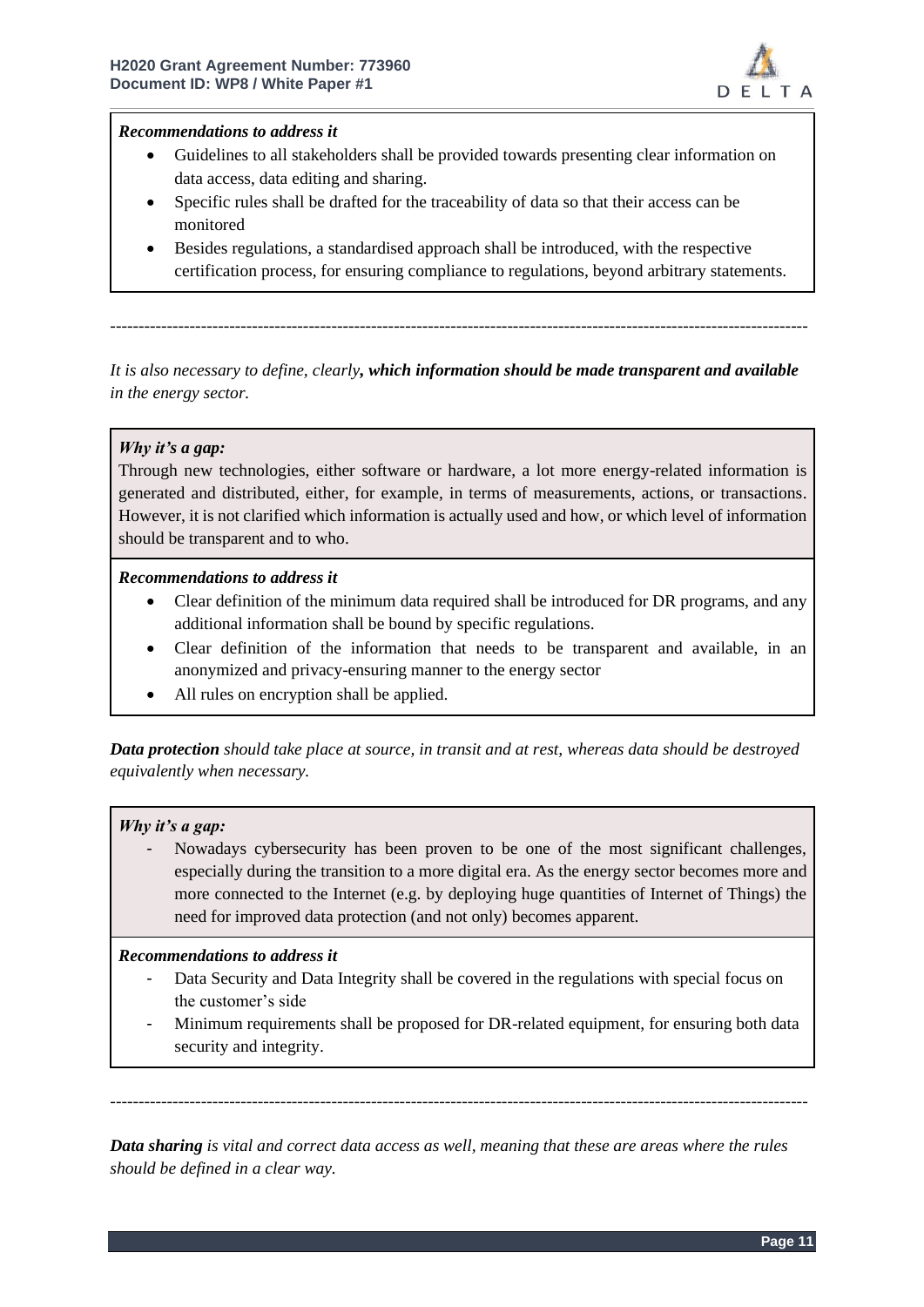***Recommendations to address it***

- Guidelines to all stakeholders shall be provided towards presenting clear information on data access, data editing and sharing.
- Specific rules shall be drafted for the traceability of data so that their access can be monitored
- Besides regulations, a standardised approach shall be introduced, with the respective certification process, for ensuring compliance to regulations, beyond arbitrary statements.

---

*It is also necessary to define, clearly**, which information should be made transparent and available** in the energy sector.*

***Why it's a gap:***

Through new technologies, either software or hardware, a lot more energy-related information is generated and distributed, either, for example, in terms of measurements, actions, or transactions. However, it is not clarified which information is actually used and how, or which level of information should be transparent and to who.

***Recommendations to address it***

- Clear definition of the minimum data required shall be introduced for DR programs, and any additional information shall be bound by specific regulations.
- Clear definition of the information that needs to be transparent and available, in an anonymized and privacy-ensuring manner to the energy sector
- All rules on encryption shall be applied.

***Data protection** should take place at source, in transit and at rest, whereas data should be destroyed equivalently when necessary.*

***Why it's a gap:***

- Nowadays cybersecurity has been proven to be one of the most significant challenges, especially during the transition to a more digital era. As the energy sector becomes more and more connected to the Internet (e.g. by deploying huge quantities of Internet of Things) the need for improved data protection (and not only) becomes apparent.

***Recommendations to address it***

- Data Security and Data Integrity shall be covered in the regulations with special focus on the customer's side
- Minimum requirements shall be proposed for DR-related equipment, for ensuring both data security and integrity.

---

***Data sharing** is vital and correct data access as well, meaning that these are areas where the rules should be defined in a clear way.*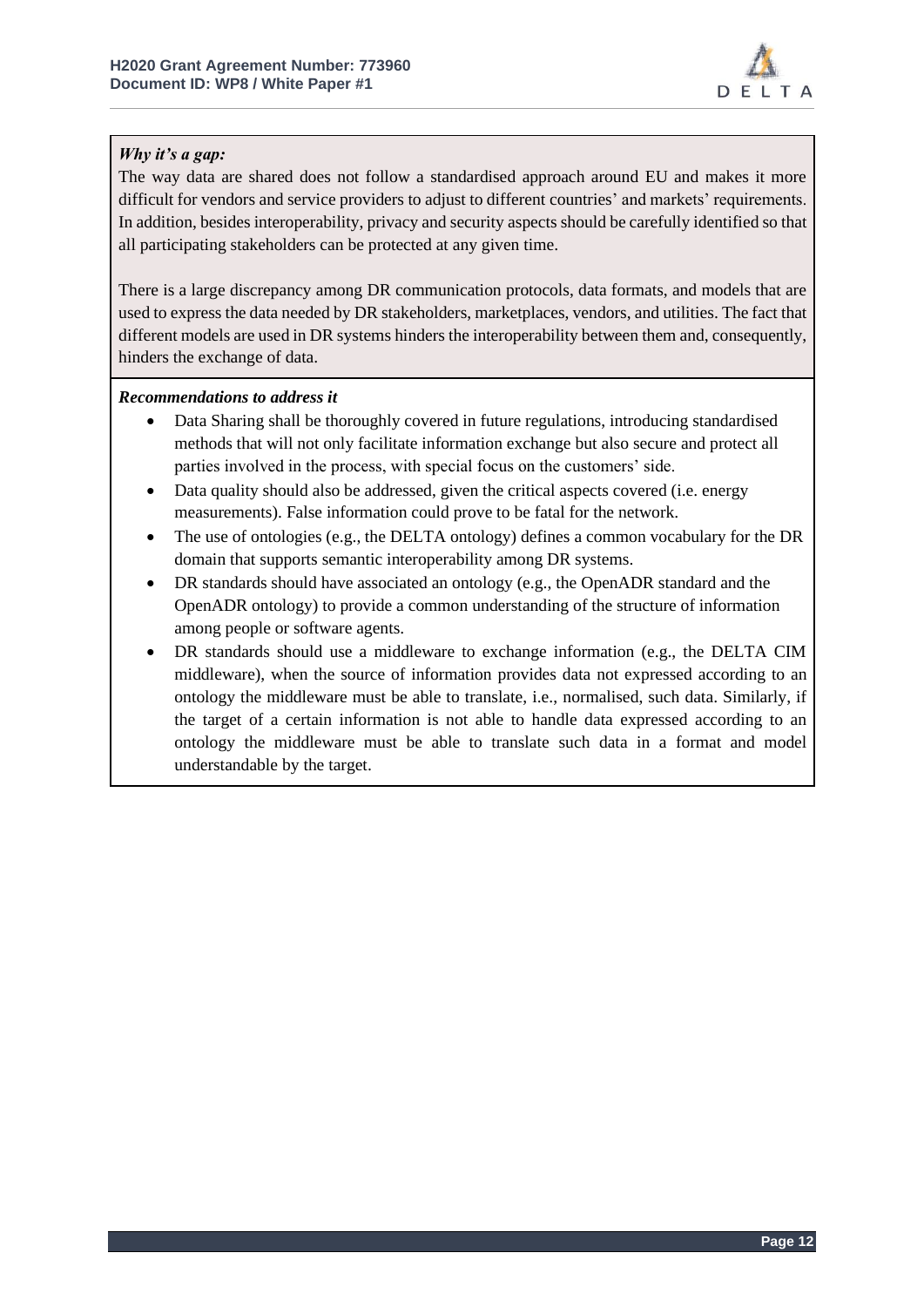***Why it's a gap:***

The way data are shared does not follow a standardised approach around EU and makes it more difficult for vendors and service providers to adjust to different countries' and markets' requirements. In addition, besides interoperability, privacy and security aspects should be carefully identified so that all participating stakeholders can be protected at any given time.

There is a large discrepancy among DR communication protocols, data formats, and models that are used to express the data needed by DR stakeholders, marketplaces, vendors, and utilities. The fact that different models are used in DR systems hinders the interoperability between them and, consequently, hinders the exchange of data.

***Recommendations to address it***

- Data Sharing shall be thoroughly covered in future regulations, introducing standardised methods that will not only facilitate information exchange but also secure and protect all parties involved in the process, with special focus on the customers' side.
- Data quality should also be addressed, given the critical aspects covered (i.e. energy measurements). False information could prove to be fatal for the network.
- The use of ontologies (e.g., the DELTA ontology) defines a common vocabulary for the DR domain that supports semantic interoperability among DR systems.
- DR standards should have associated an ontology (e.g., the OpenADR standard and the OpenADR ontology) to provide a common understanding of the structure of information among people or software agents.
- DR standards should use a middleware to exchange information (e.g., the DELTA CIM middleware), when the source of information provides data not expressed according to an ontology the middleware must be able to translate, i.e., normalised, such data. Similarly, if the target of a certain information is not able to handle data expressed according to an ontology the middleware must be able to translate such data in a format and model understandable by the target.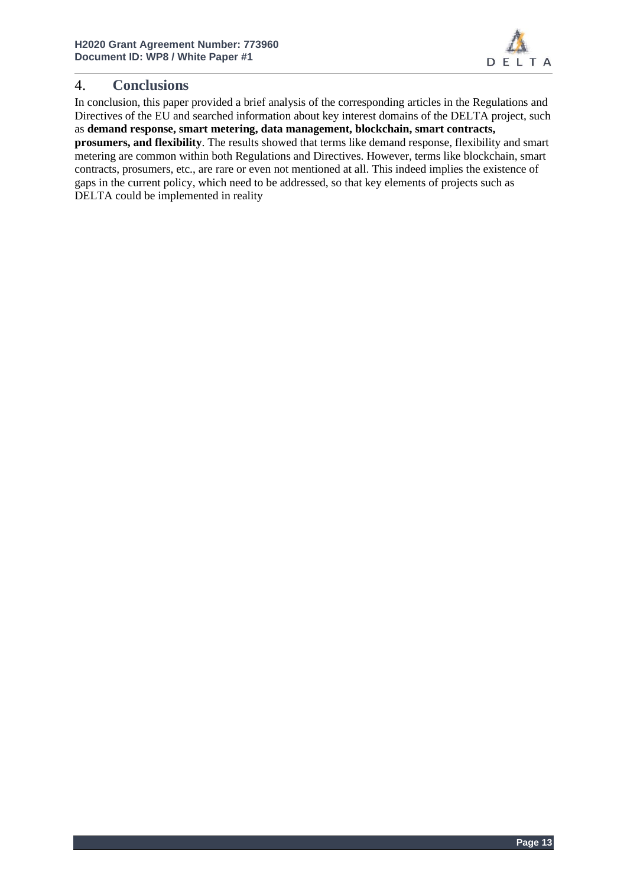# 4. Conclusions

In conclusion, this paper provided a brief analysis of the corresponding articles in the Regulations and Directives of the EU and searched information about key interest domains of the DELTA project, such as **demand response, smart metering, data management, blockchain, smart contracts, prosumers, and flexibility**. The results showed that terms like demand response, flexibility and smart metering are common within both Regulations and Directives. However, terms like blockchain, smart contracts, prosumers, etc., are rare or even not mentioned at all. This indeed implies the existence of gaps in the current policy, which need to be addressed, so that key elements of projects such as DELTA could be implemented in reality